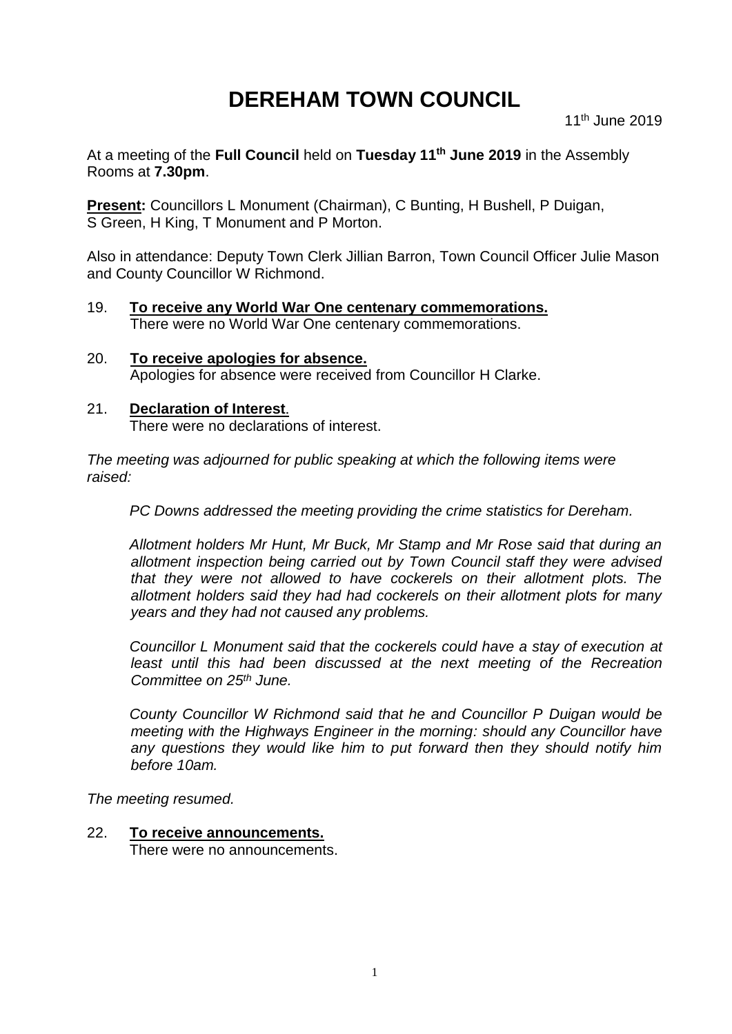# DEREHAM TOWN COUNCIL

11th June 2019

At a meeting of the **Full Council** held on **Tuesday 11th June 2019** in the Assembly Rooms at **7.30pm**.

**Present:** Councillors L Monument (Chairman), C Bunting, H Bushell, P Duigan, S Green, H King, T Monument and P Morton.

Also in attendance: Deputy Town Clerk Jillian Barron, Town Council Officer Julie Mason and County Councillor W Richmond.

19. **To receive any World War One centenary commemorations.**
    There were no World War One centenary commemorations.

20. **To receive apologies for absence.**
    Apologies for absence were received from Councillor H Clarke.

21. **Declaration of Interest**.
    There were no declarations of interest.

*The meeting was adjourned for public speaking at which the following items were raised:*

*PC Downs addressed the meeting providing the crime statistics for Dereham.*

*Allotment holders Mr Hunt, Mr Buck, Mr Stamp and Mr Rose said that during an allotment inspection being carried out by Town Council staff they were advised that they were not allowed to have cockerels on their allotment plots. The allotment holders said they had had cockerels on their allotment plots for many years and they had not caused any problems.*

*Councillor L Monument said that the cockerels could have a stay of execution at least until this had been discussed at the next meeting of the Recreation Committee on 25th June.*

*County Councillor W Richmond said that he and Councillor P Duigan would be meeting with the Highways Engineer in the morning: should any Councillor have any questions they would like him to put forward then they should notify him before 10am.*

*The meeting resumed.*

22. **To receive announcements.**
    There were no announcements.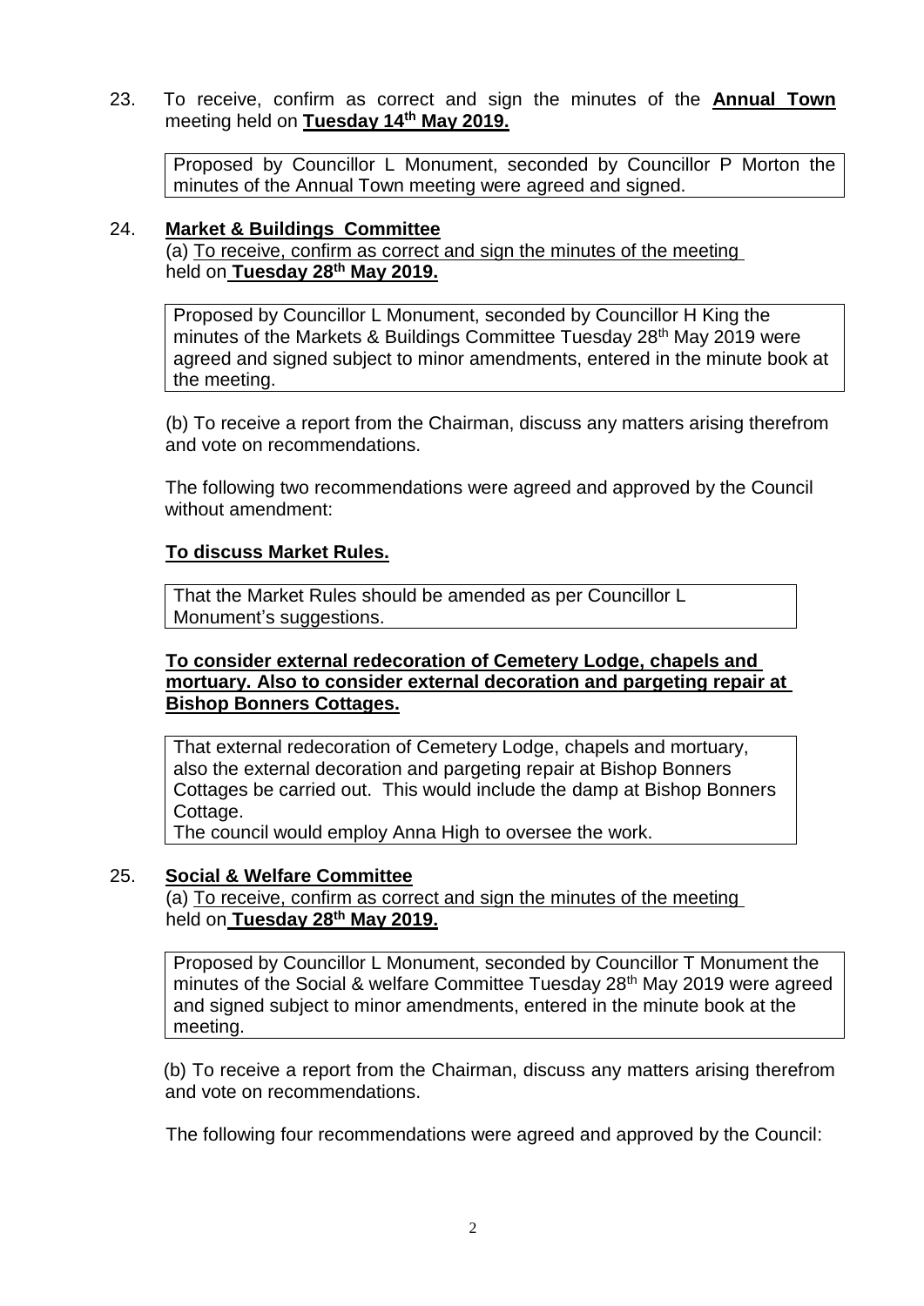23. To receive, confirm as correct and sign the minutes of the **Annual Town** meeting held on **Tuesday 14th May 2019.**

> Proposed by Councillor L Monument, seconded by Councillor P Morton the minutes of the Annual Town meeting were agreed and signed.

24. **Market & Buildings Committee**

(a) To receive, confirm as correct and sign the minutes of the meeting held on **Tuesday 28th May 2019.**

> Proposed by Councillor L Monument, seconded by Councillor H King the minutes of the Markets & Buildings Committee Tuesday 28th May 2019 were agreed and signed subject to minor amendments, entered in the minute book at the meeting.

(b) To receive a report from the Chairman, discuss any matters arising therefrom and vote on recommendations.

The following two recommendations were agreed and approved by the Council without amendment:

**To discuss Market Rules.**

> That the Market Rules should be amended as per Councillor L Monument's suggestions.

**To consider external redecoration of Cemetery Lodge, chapels and mortuary. Also to consider external decoration and pargeting repair at Bishop Bonners Cottages.**

> That external redecoration of Cemetery Lodge, chapels and mortuary, also the external decoration and pargeting repair at Bishop Bonners Cottages be carried out. This would include the damp at Bishop Bonners Cottage.
> The council would employ Anna High to oversee the work.

25. **Social & Welfare Committee**

(a) To receive, confirm as correct and sign the minutes of the meeting held on **Tuesday 28th May 2019.**

> Proposed by Councillor L Monument, seconded by Councillor T Monument the minutes of the Social & welfare Committee Tuesday 28th May 2019 were agreed and signed subject to minor amendments, entered in the minute book at the meeting.

(b) To receive a report from the Chairman, discuss any matters arising therefrom and vote on recommendations.

The following four recommendations were agreed and approved by the Council: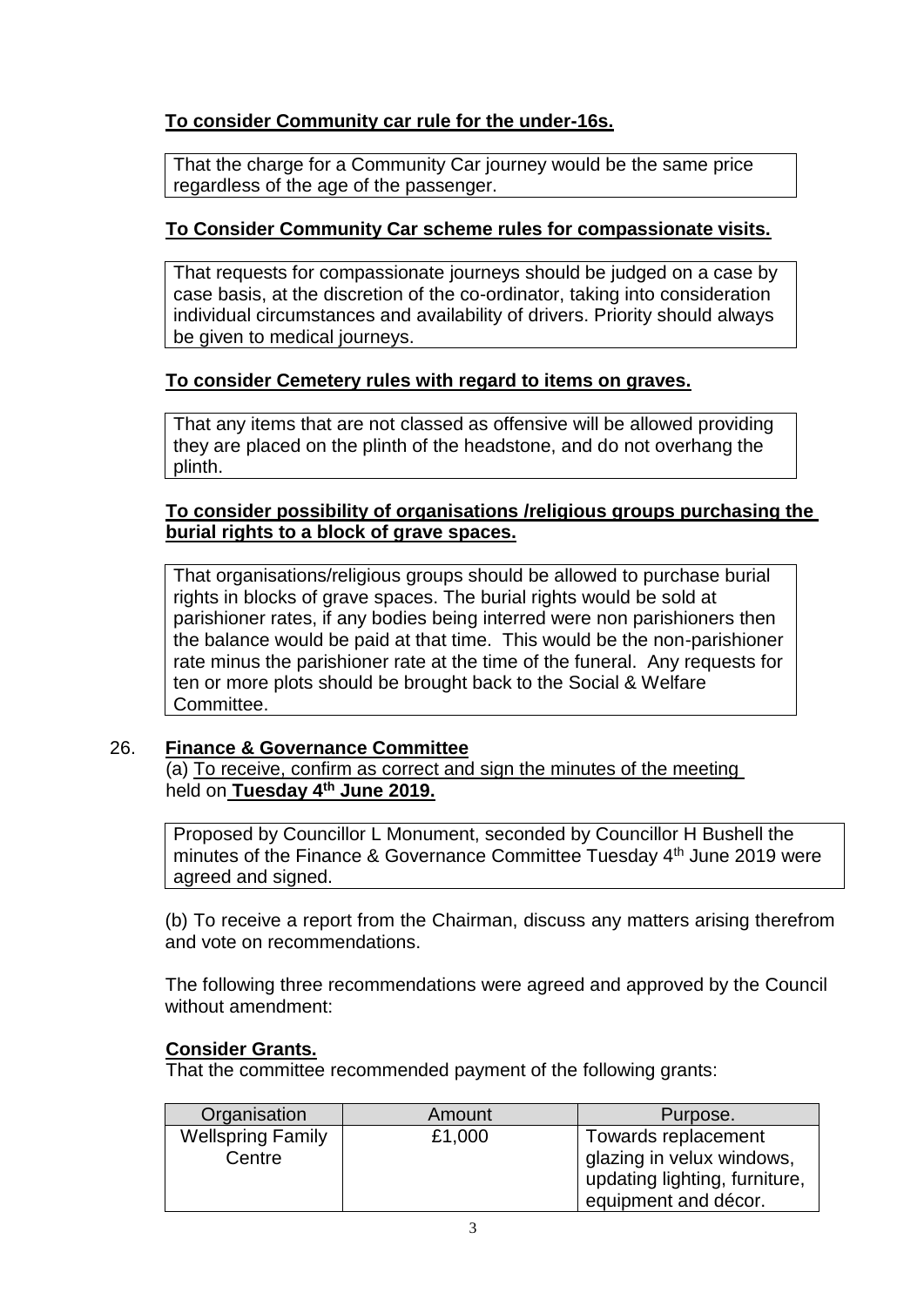**To consider Community car rule for the under-16s.**

That the charge for a Community Car journey would be the same price regardless of the age of the passenger.

**To Consider Community Car scheme rules for compassionate visits.**

That requests for compassionate journeys should be judged on a case by case basis, at the discretion of the co-ordinator, taking into consideration individual circumstances and availability of drivers. Priority should always be given to medical journeys.

**To consider Cemetery rules with regard to items on graves.**

That any items that are not classed as offensive will be allowed providing they are placed on the plinth of the headstone, and do not overhang the plinth.

**To consider possibility of organisations /religious groups purchasing the burial rights to a block of grave spaces.**

That organisations/religious groups should be allowed to purchase burial rights in blocks of grave spaces. The burial rights would be sold at parishioner rates, if any bodies being interred were non parishioners then the balance would be paid at that time. This would be the non-parishioner rate minus the parishioner rate at the time of the funeral. Any requests for ten or more plots should be brought back to the Social & Welfare Committee.

26. **Finance & Governance Committee**

(a) To receive, confirm as correct and sign the minutes of the meeting held on **Tuesday 4th June 2019.**

Proposed by Councillor L Monument, seconded by Councillor H Bushell the minutes of the Finance & Governance Committee Tuesday 4th June 2019 were agreed and signed.

(b) To receive a report from the Chairman, discuss any matters arising therefrom and vote on recommendations.

The following three recommendations were agreed and approved by the Council without amendment:

**Consider Grants.**

That the committee recommended payment of the following grants:

| Organisation | Amount | Purpose. |
|---|---|---|
| Wellspring Family Centre | £1,000 | Towards replacement glazing in velux windows, updating lighting, furniture, equipment and décor. |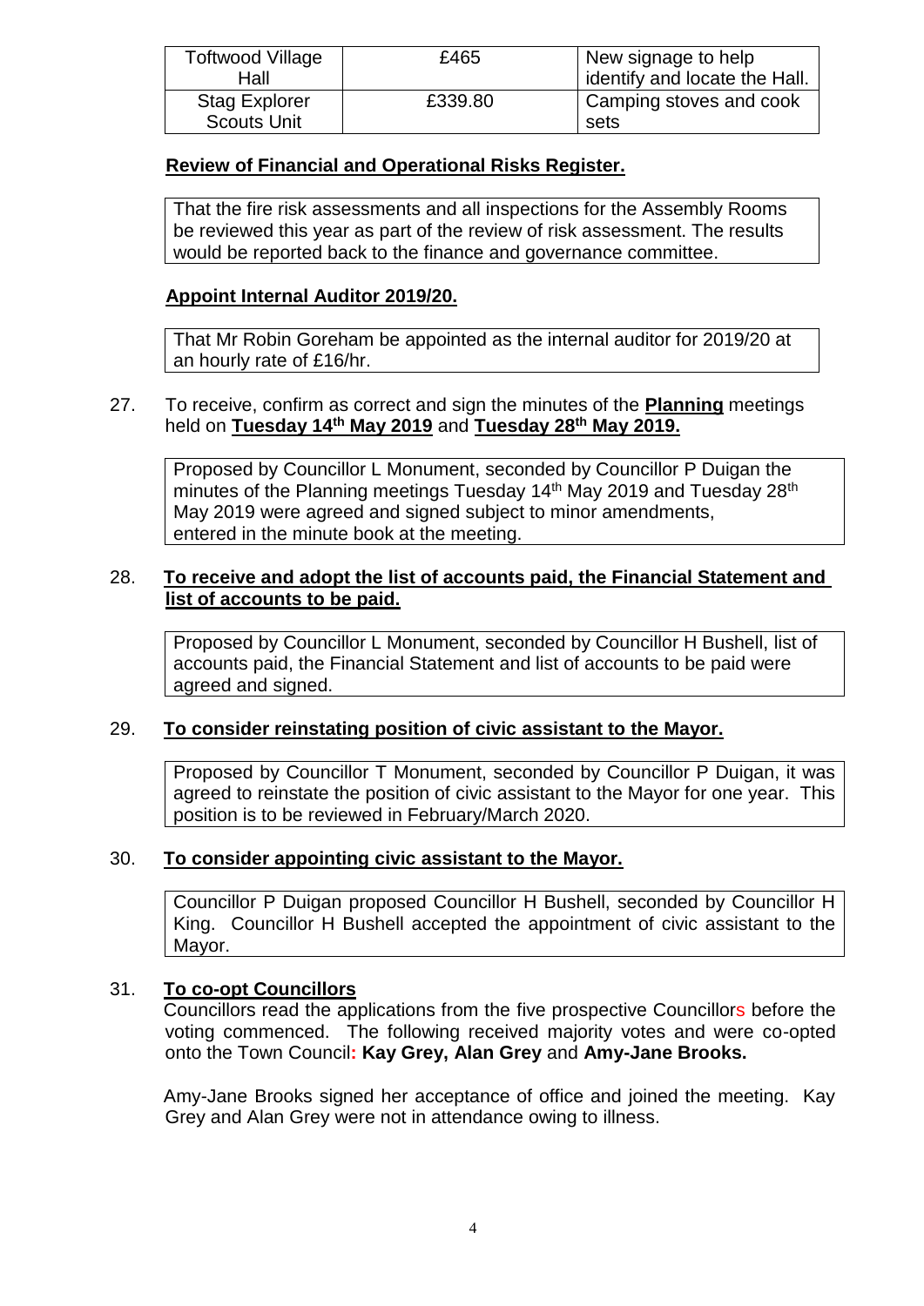| Toftwood Village Hall | £465 | New signage to help identify and locate the Hall. |
|---|---|---|
| Stag Explorer Scouts Unit | £339.80 | Camping stoves and cook sets |

**Review of Financial and Operational Risks Register.**

That the fire risk assessments and all inspections for the Assembly Rooms be reviewed this year as part of the review of risk assessment. The results would be reported back to the finance and governance committee.

**Appoint Internal Auditor 2019/20.**

That Mr Robin Goreham be appointed as the internal auditor for 2019/20 at an hourly rate of £16/hr.

27. To receive, confirm as correct and sign the minutes of the **Planning** meetings held on **Tuesday 14th May 2019** and **Tuesday 28th May 2019.**

Proposed by Councillor L Monument, seconded by Councillor P Duigan the minutes of the Planning meetings Tuesday 14th May 2019 and Tuesday 28th May 2019 were agreed and signed subject to minor amendments, entered in the minute book at the meeting.

28. **To receive and adopt the list of accounts paid, the Financial Statement and list of accounts to be paid.**

Proposed by Councillor L Monument, seconded by Councillor H Bushell, list of accounts paid, the Financial Statement and list of accounts to be paid were agreed and signed.

29. **To consider reinstating position of civic assistant to the Mayor.**

Proposed by Councillor T Monument, seconded by Councillor P Duigan, it was agreed to reinstate the position of civic assistant to the Mayor for one year. This position is to be reviewed in February/March 2020.

30. **To consider appointing civic assistant to the Mayor.**

Councillor P Duigan proposed Councillor H Bushell, seconded by Councillor H King. Councillor H Bushell accepted the appointment of civic assistant to the Mayor.

31. **To co-opt Councillors**

Councillors read the applications from the five prospective Councillors before the voting commenced. The following received majority votes and were co-opted onto the Town Council: **Kay Grey, Alan Grey** and **Amy-Jane Brooks.**

Amy-Jane Brooks signed her acceptance of office and joined the meeting. Kay Grey and Alan Grey were not in attendance owing to illness.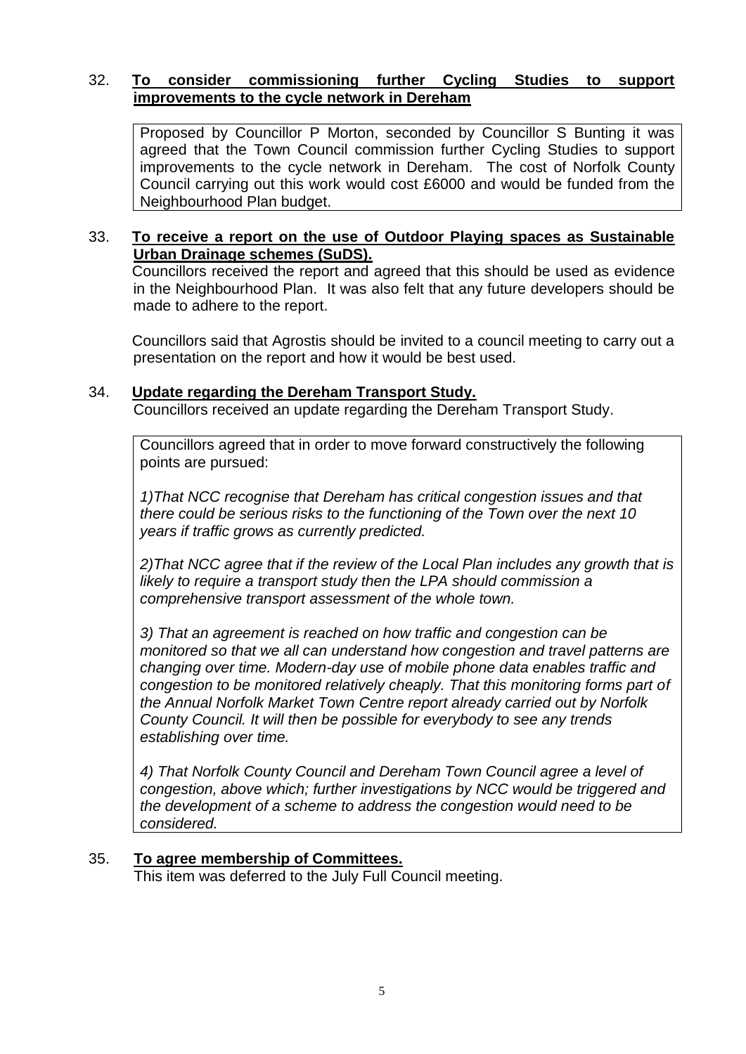32. **To consider commissioning further Cycling Studies to support improvements to the cycle network in Dereham**

Proposed by Councillor P Morton, seconded by Councillor S Bunting it was agreed that the Town Council commission further Cycling Studies to support improvements to the cycle network in Dereham. The cost of Norfolk County Council carrying out this work would cost £6000 and would be funded from the Neighbourhood Plan budget.

33. **To receive a report on the use of Outdoor Playing spaces as Sustainable Urban Drainage schemes (SuDS).**

Councillors received the report and agreed that this should be used as evidence in the Neighbourhood Plan. It was also felt that any future developers should be made to adhere to the report.

Councillors said that Agrostis should be invited to a council meeting to carry out a presentation on the report and how it would be best used.

34. **Update regarding the Dereham Transport Study.**

Councillors received an update regarding the Dereham Transport Study.

Councillors agreed that in order to move forward constructively the following points are pursued:

*1)That NCC recognise that Dereham has critical congestion issues and that there could be serious risks to the functioning of the Town over the next 10 years if traffic grows as currently predicted.*

*2)That NCC agree that if the review of the Local Plan includes any growth that is likely to require a transport study then the LPA should commission a comprehensive transport assessment of the whole town.*

*3) That an agreement is reached on how traffic and congestion can be monitored so that we all can understand how congestion and travel patterns are changing over time. Modern-day use of mobile phone data enables traffic and congestion to be monitored relatively cheaply. That this monitoring forms part of the Annual Norfolk Market Town Centre report already carried out by Norfolk County Council. It will then be possible for everybody to see any trends establishing over time.*

*4) That Norfolk County Council and Dereham Town Council agree a level of congestion, above which; further investigations by NCC would be triggered and the development of a scheme to address the congestion would need to be considered.*

35. **To agree membership of Committees.**

This item was deferred to the July Full Council meeting.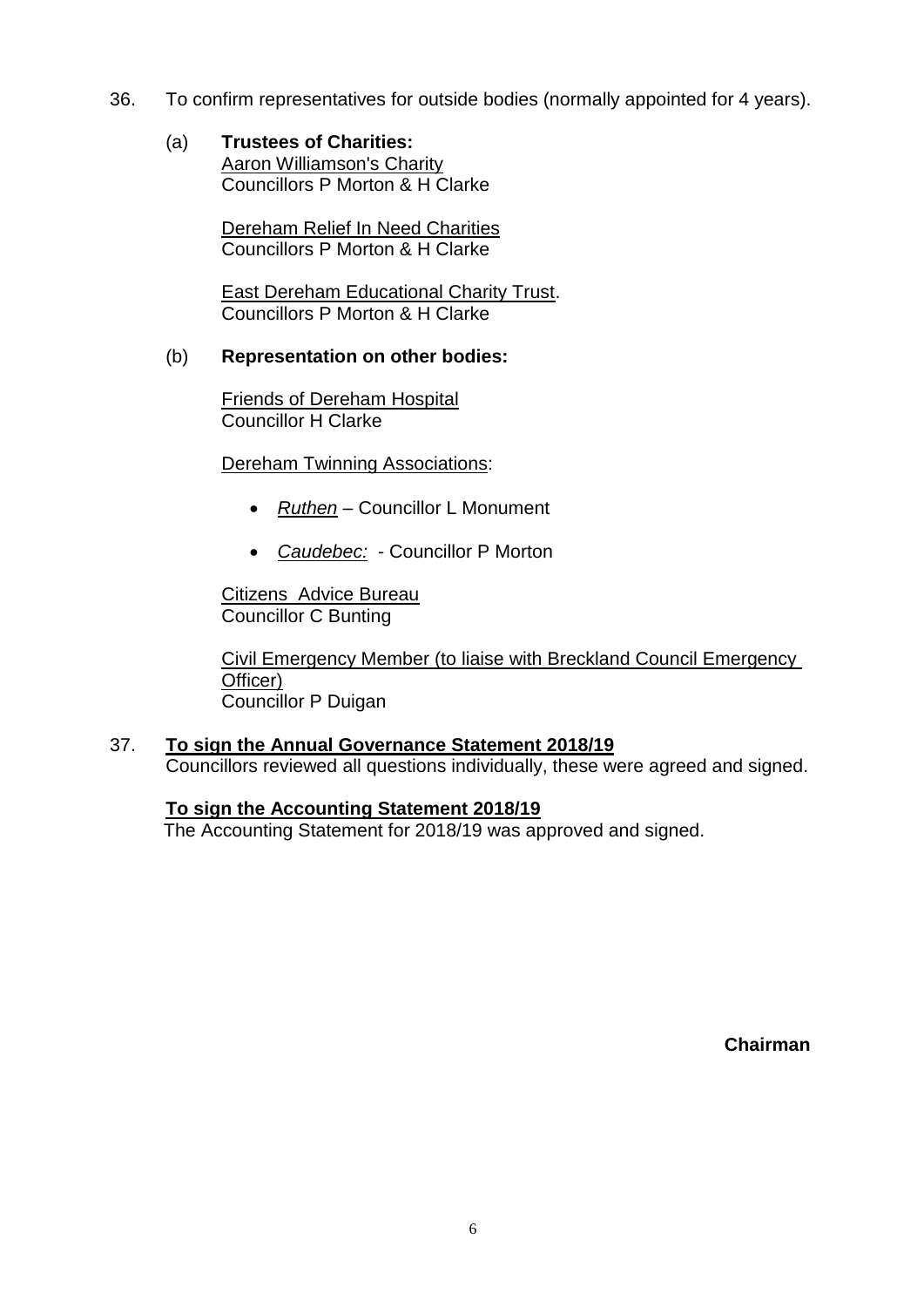36. To confirm representatives for outside bodies (normally appointed for 4 years).

 (a) **Trustees of Charities:**
 Aaron Williamson's Charity
 Councillors P Morton & H Clarke

 Dereham Relief In Need Charities
 Councillors P Morton & H Clarke

 East Dereham Educational Charity Trust.
 Councillors P Morton & H Clarke

 (b) **Representation on other bodies:**

 Friends of Dereham Hospital
 Councillor H Clarke

 Dereham Twinning Associations:

 - *Ruthen* – Councillor L Monument
 - *Caudebec:* - Councillor P Morton

 Citizens Advice Bureau
 Councillor C Bunting

 Civil Emergency Member (to liaise with Breckland Council Emergency Officer)
 Councillor P Duigan

37. **To sign the Annual Governance Statement 2018/19**
 Councillors reviewed all questions individually, these were agreed and signed.

 **To sign the Accounting Statement 2018/19**
 The Accounting Statement for 2018/19 was approved and signed.

**Chairman**